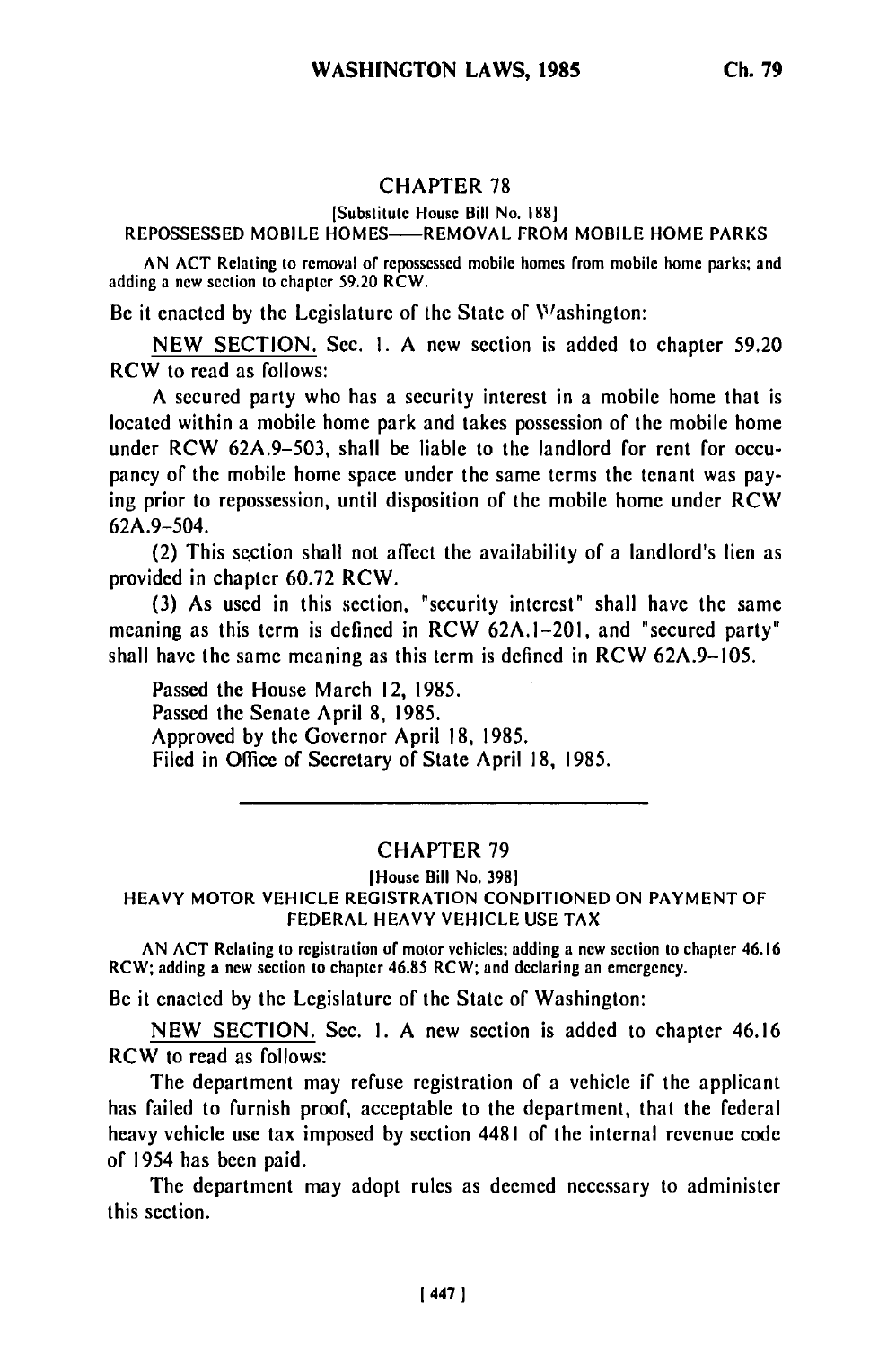## CHAPTER 78

[Substitute House Bill No. 188]

REPOSSESSED MOBILE HOMES—REMOVAL FROM MOBILE HOME PARKS

AN ACT Relating to removal of repossessed mobile homes from mobile home parks; and adding a new section to chapter 59.20 RCW.

Be it enacted by the Legislature of the State of Washington:

NEW SECTION. Sec. 1. A new section is added to chapter 59.20 RCW to read as follows:

A secured party who has a security interest in a mobile home that is located within a mobile home park and takes possession of the mobile home under RCW 62A.9-503, shall be liable to the landlord for rent for occupancy of the mobile home space under the same terms the tenant was paying prior to repossession, until disposition of the mobile home under RCW 62A.9-504.

(2) This section shall not affect the availability of a landlord's lien as provided in chapter 60.72 RCW.

(3) As used in this section, "security interest" shall have the same meaning as this term is defined in RCW 62A.1-201, and "secured party" shall have the same meaning as this term is defined in RCW 62A.9-105.

Passed the House March 12, 1985.
Passed the Senate April 8, 1985.
Approved by the Governor April 18, 1985.
Filed in Office of Secretary of State April 18, 1985.

---

## CHAPTER 79

[House Bill No. 398]

HEAVY MOTOR VEHICLE REGISTRATION CONDITIONED ON PAYMENT OF FEDERAL HEAVY VEHICLE USE TAX

AN ACT Relating to registration of motor vehicles; adding a new section to chapter 46.16 RCW; adding a new section to chapter 46.85 RCW; and declaring an emergency.

Be it enacted by the Legislature of the State of Washington:

NEW SECTION. Sec. 1. A new section is added to chapter 46.16 RCW to read as follows:

The department may refuse registration of a vehicle if the applicant has failed to furnish proof, acceptable to the department, that the federal heavy vehicle use tax imposed by section 4481 of the internal revenue code of 1954 has been paid.

The department may adopt rules as deemed necessary to administer this section.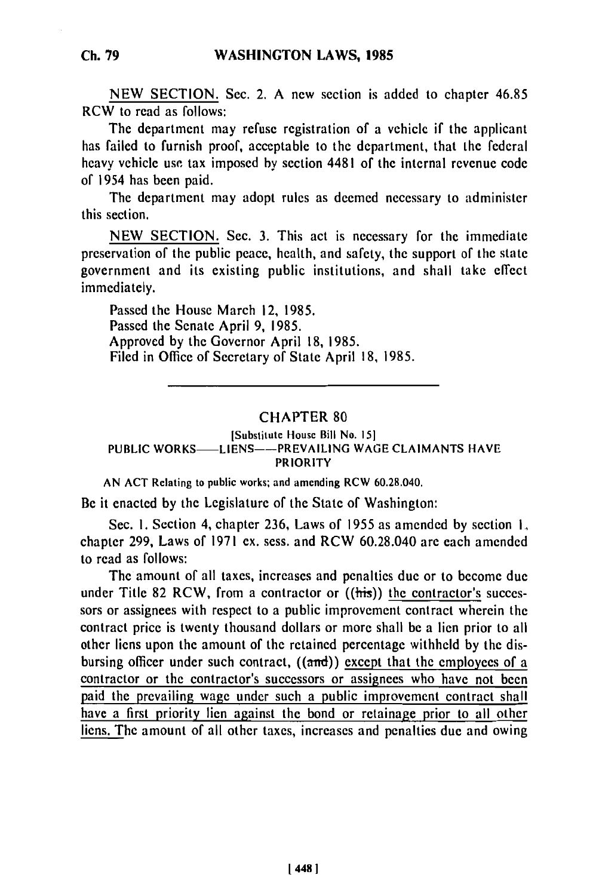NEW SECTION. Sec. 2. A new section is added to chapter 46.85 RCW to read as follows:

The department may refuse registration of a vehicle if the applicant has failed to furnish proof, acceptable to the department, that the federal heavy vehicle use tax imposed by section 4481 of the internal revenue code of 1954 has been paid.

The department may adopt rules as deemed necessary to administer this section.

NEW SECTION. Sec. 3. This act is necessary for the immediate preservation of the public peace, health, and safety, the support of the state government and its existing public institutions, and shall take effect immediately.

Passed the House March 12, 1985.
Passed the Senate April 9, 1985.
Approved by the Governor April 18, 1985.
Filed in Office of Secretary of State April 18, 1985.

---

## CHAPTER 80

[Substitute House Bill No. 15]

### PUBLIC WORKS—LIENS—PREVAILING WAGE CLAIMANTS HAVE PRIORITY

AN ACT Relating to public works; and amending RCW 60.28.040.

Be it enacted by the Legislature of the State of Washington:

Sec. 1. Section 4, chapter 236, Laws of 1955 as amended by section 1, chapter 299, Laws of 1971 ex. sess. and RCW 60.28.040 are each amended to read as follows:

The amount of all taxes, increases and penalties due or to become due under Title 82 RCW, from a contractor or ((~~his~~)) the contractor's successors or assignees with respect to a public improvement contract wherein the contract price is twenty thousand dollars or more shall be a lien prior to all other liens upon the amount of the retained percentage withheld by the disbursing officer under such contract, ((~~and~~)) except that the employees of a contractor or the contractor's successors or assignees who have not been paid the prevailing wage under such a public improvement contract shall have a first priority lien against the bond or retainage prior to all other liens. The amount of all other taxes, increases and penalties due and owing